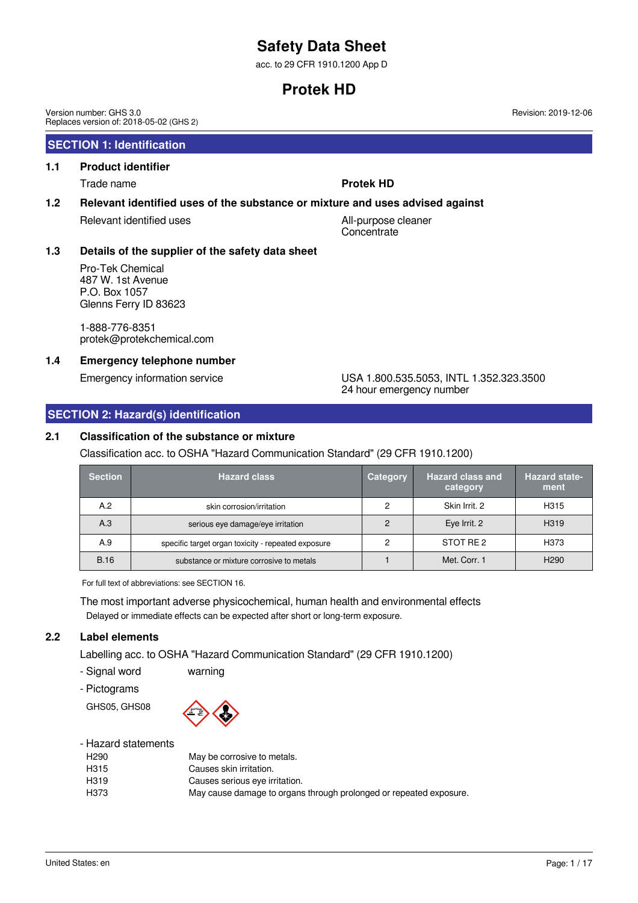# Safety Data Sheet

acc. to 29 CFR 1910.1200 App D

# Protek HD

Version number: GHS 3.0
Replaces version of: 2018-05-02 (GHS 2)

Revision: 2019-12-06

## SECTION 1: Identification

### 1.1 Product identifier

Trade name: **Protek HD**

### 1.2 Relevant identified uses of the substance or mixture and uses advised against

Relevant identified uses: All-purpose cleaner
Concentrate

### 1.3 Details of the supplier of the safety data sheet

Pro-Tek Chemical
487 W. 1st Avenue
P.O. Box 1057
Glenns Ferry ID 83623

1-888-776-8351
protek@protekchemical.com

### 1.4 Emergency telephone number

Emergency information service: USA 1.800.535.5053, INTL 1.352.323.3500
24 hour emergency number

## SECTION 2: Hazard(s) identification

### 2.1 Classification of the substance or mixture

Classification acc. to OSHA "Hazard Communication Standard" (29 CFR 1910.1200)

| Section | Hazard class | Category | Hazard class and category | Hazard statement |
|---|---|---|---|---|
| A.2 | skin corrosion/irritation | 2 | Skin Irrit. 2 | H315 |
| A.3 | serious eye damage/eye irritation | 2 | Eye Irrit. 2 | H319 |
| A.9 | specific target organ toxicity - repeated exposure | 2 | STOT RE 2 | H373 |
| B.16 | substance or mixture corrosive to metals | 1 | Met. Corr. 1 | H290 |

For full text of abbreviations: see SECTION 16.

The most important adverse physicochemical, human health and environmental effects

Delayed or immediate effects can be expected after short or long-term exposure.

### 2.2 Label elements

Labelling acc. to OSHA "Hazard Communication Standard" (29 CFR 1910.1200)

- Signal word: warning
- Pictograms

GHS05, GHS08

- Hazard statements

| | |
|---|---|
| H290 | May be corrosive to metals. |
| H315 | Causes skin irritation. |
| H319 | Causes serious eye irritation. |
| H373 | May cause damage to organs through prolonged or repeated exposure. |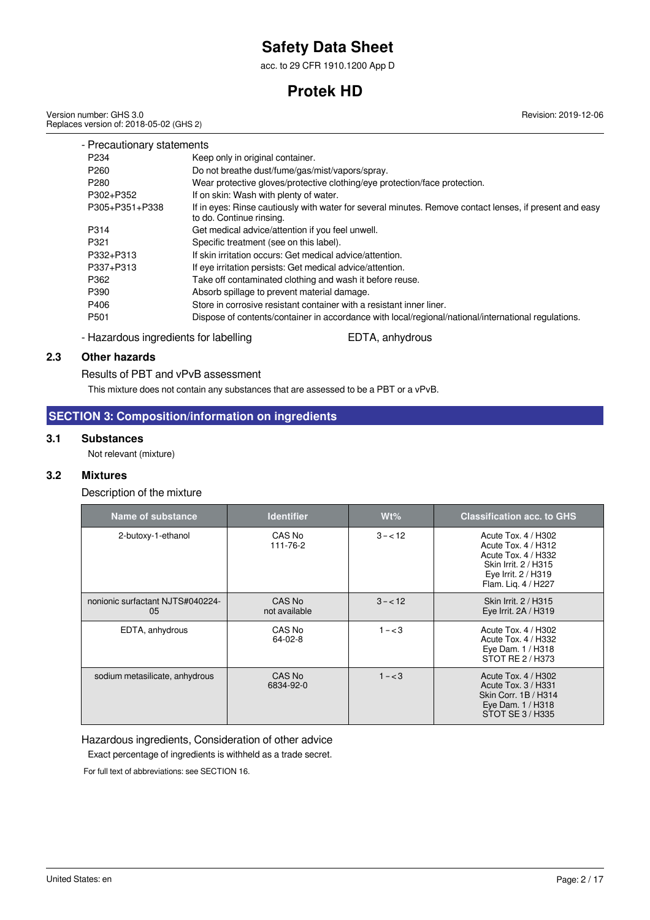- Precautionary statements

| | |
|---|---|
| P234 | Keep only in original container. |
| P260 | Do not breathe dust/fume/gas/mist/vapors/spray. |
| P280 | Wear protective gloves/protective clothing/eye protection/face protection. |
| P302+P352 | If on skin: Wash with plenty of water. |
| P305+P351+P338 | If in eyes: Rinse cautiously with water for several minutes. Remove contact lenses, if present and easy to do. Continue rinsing. |
| P314 | Get medical advice/attention if you feel unwell. |
| P321 | Specific treatment (see on this label). |
| P332+P313 | If skin irritation occurs: Get medical advice/attention. |
| P337+P313 | If eye irritation persists: Get medical advice/attention. |
| P362 | Take off contaminated clothing and wash it before reuse. |
| P390 | Absorb spillage to prevent material damage. |
| P406 | Store in corrosive resistant container with a resistant inner liner. |
| P501 | Dispose of contents/container in accordance with local/regional/national/international regulations. |

- Hazardous ingredients for labelling: EDTA, anhydrous

### 2.3 Other hazards

Results of PBT and vPvB assessment

This mixture does not contain any substances that are assessed to be a PBT or a vPvB.

## SECTION 3: Composition/information on ingredients

### 3.1 Substances

Not relevant (mixture)

### 3.2 Mixtures

Description of the mixture

| Name of substance | Identifier | Wt% | Classification acc. to GHS |
|---|---|---|---|
| 2-butoxy-1-ethanol | CAS No 111-76-2 | 3 – < 12 | Acute Tox. 4 / H302<br>Acute Tox. 4 / H312<br>Acute Tox. 4 / H332<br>Skin Irrit. 2 / H315<br>Eye Irrit. 2 / H319<br>Flam. Liq. 4 / H227 |
| nonionic surfactant NJTS#040224-05 | CAS No not available | 3 – < 12 | Skin Irrit. 2 / H315<br>Eye Irrit. 2A / H319 |
| EDTA, anhydrous | CAS No 64-02-8 | 1 – < 3 | Acute Tox. 4 / H302<br>Acute Tox. 4 / H332<br>Eye Dam. 1 / H318<br>STOT RE 2 / H373 |
| sodium metasilicate, anhydrous | CAS No 6834-92-0 | 1 – < 3 | Acute Tox. 4 / H302<br>Acute Tox. 3 / H331<br>Skin Corr. 1B / H314<br>Eye Dam. 1 / H318<br>STOT SE 3 / H335 |

Hazardous ingredients, Consideration of other advice

Exact percentage of ingredients is withheld as a trade secret.

For full text of abbreviations: see SECTION 16.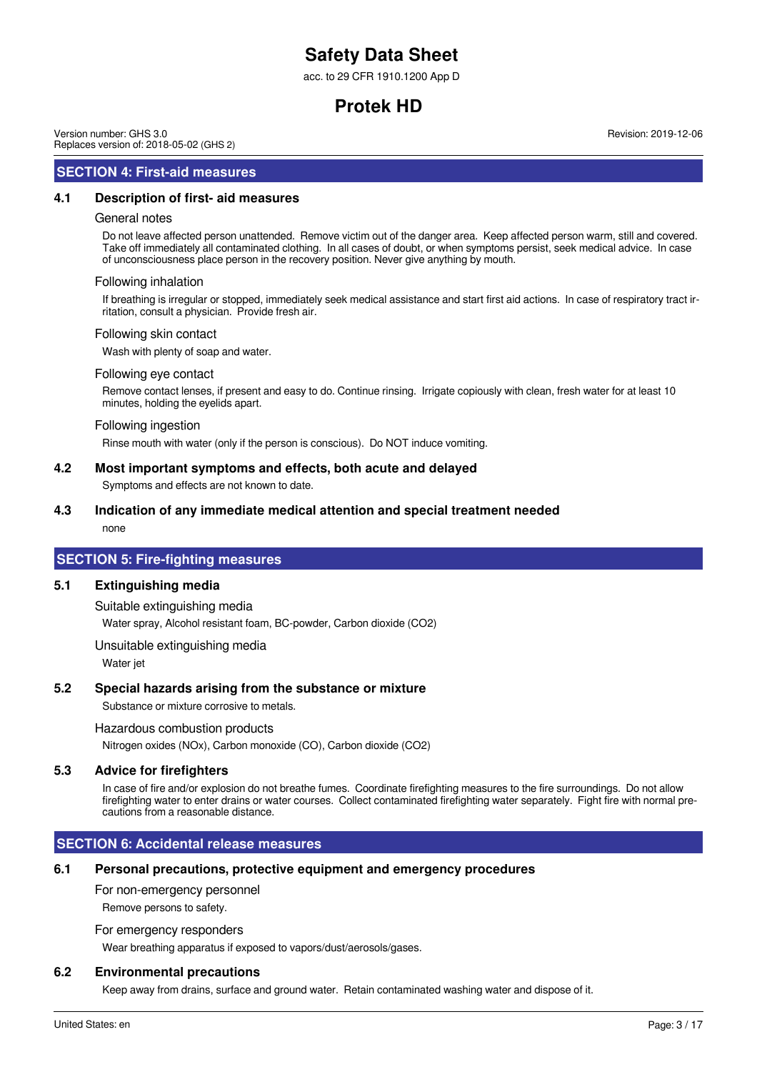## SECTION 4: First-aid measures

### 4.1 Description of first- aid measures

#### General notes

Do not leave affected person unattended. Remove victim out of the danger area. Keep affected person warm, still and covered. Take off immediately all contaminated clothing. In all cases of doubt, or when symptoms persist, seek medical advice. In case of unconsciousness place person in the recovery position. Never give anything by mouth.

#### Following inhalation

If breathing is irregular or stopped, immediately seek medical assistance and start first aid actions. In case of respiratory tract irritation, consult a physician. Provide fresh air.

#### Following skin contact

Wash with plenty of soap and water.

#### Following eye contact

Remove contact lenses, if present and easy to do. Continue rinsing. Irrigate copiously with clean, fresh water for at least 10 minutes, holding the eyelids apart.

#### Following ingestion

Rinse mouth with water (only if the person is conscious). Do NOT induce vomiting.

### 4.2 Most important symptoms and effects, both acute and delayed

Symptoms and effects are not known to date.

### 4.3 Indication of any immediate medical attention and special treatment needed

none

## SECTION 5: Fire-fighting measures

### 5.1 Extinguishing media

#### Suitable extinguishing media

Water spray, Alcohol resistant foam, BC-powder, Carbon dioxide ($CO_2$)

#### Unsuitable extinguishing media

Water jet

### 5.2 Special hazards arising from the substance or mixture

Substance or mixture corrosive to metals.

#### Hazardous combustion products

Nitrogen oxides ($NO_x$), Carbon monoxide (CO), Carbon dioxide ($CO_2$)

### 5.3 Advice for firefighters

In case of fire and/or explosion do not breathe fumes. Coordinate firefighting measures to the fire surroundings. Do not allow firefighting water to enter drains or water courses. Collect contaminated firefighting water separately. Fight fire with normal precautions from a reasonable distance.

## SECTION 6: Accidental release measures

### 6.1 Personal precautions, protective equipment and emergency procedures

#### For non-emergency personnel

Remove persons to safety.

#### For emergency responders

Wear breathing apparatus if exposed to vapors/dust/aerosols/gases.

### 6.2 Environmental precautions

Keep away from drains, surface and ground water. Retain contaminated washing water and dispose of it.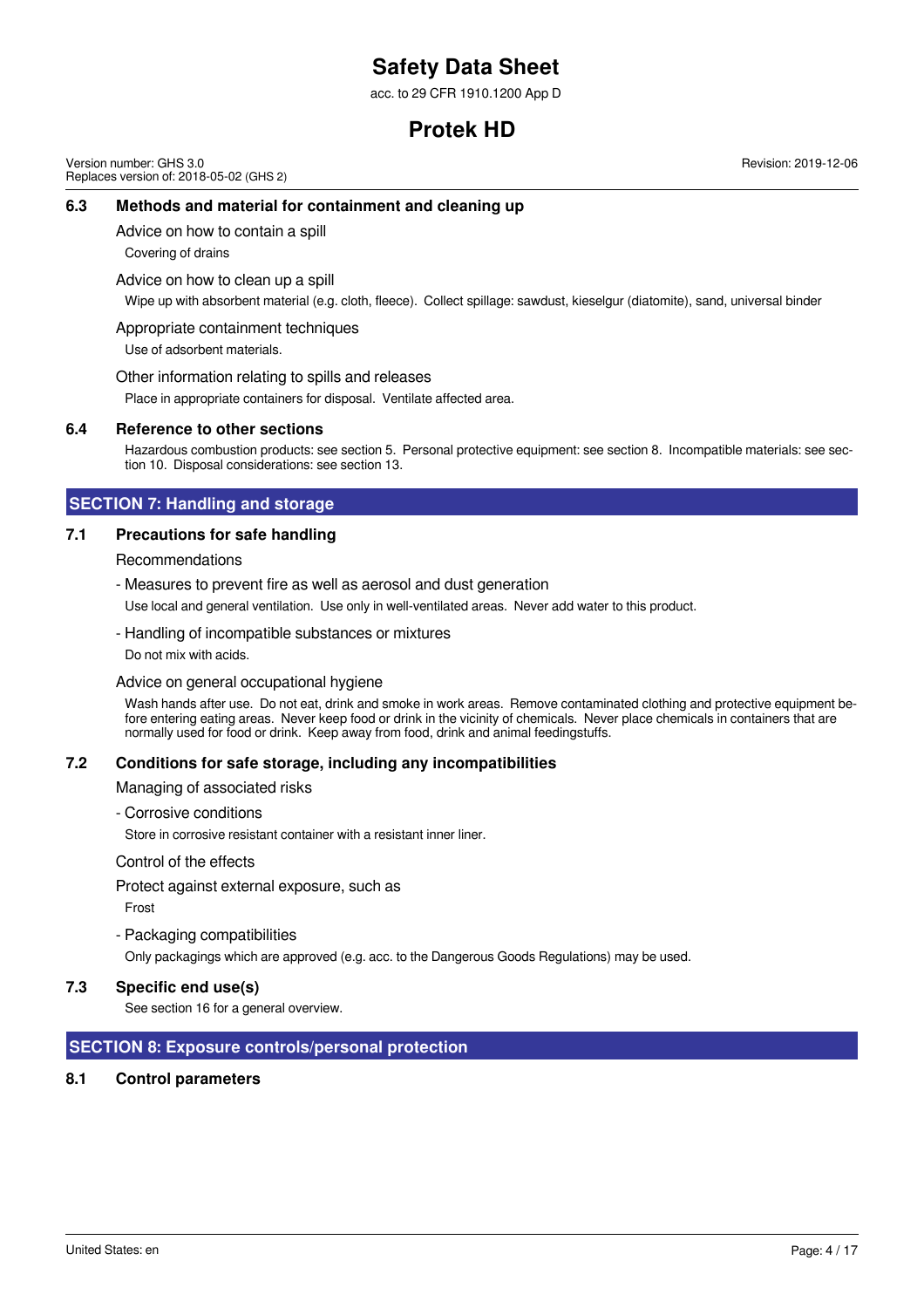### 6.3 Methods and material for containment and cleaning up

Advice on how to contain a spill

Covering of drains

Advice on how to clean up a spill

Wipe up with absorbent material (e.g. cloth, fleece). Collect spillage: sawdust, kieselgur (diatomite), sand, universal binder

Appropriate containment techniques

Use of adsorbent materials.

Other information relating to spills and releases

Place in appropriate containers for disposal. Ventilate affected area.

### 6.4 Reference to other sections

Hazardous combustion products: see section 5. Personal protective equipment: see section 8. Incompatible materials: see section 10. Disposal considerations: see section 13.

## SECTION 7: Handling and storage

### 7.1 Precautions for safe handling

Recommendations

- Measures to prevent fire as well as aerosol and dust generation

Use local and general ventilation. Use only in well-ventilated areas. Never add water to this product.

- Handling of incompatible substances or mixtures

Do not mix with acids.

Advice on general occupational hygiene

Wash hands after use. Do not eat, drink and smoke in work areas. Remove contaminated clothing and protective equipment before entering eating areas. Never keep food or drink in the vicinity of chemicals. Never place chemicals in containers that are normally used for food or drink. Keep away from food, drink and animal feedingstuffs.

### 7.2 Conditions for safe storage, including any incompatibilities

Managing of associated risks

- Corrosive conditions

Store in corrosive resistant container with a resistant inner liner.

Control of the effects

Protect against external exposure, such as

Frost

- Packaging compatibilities

Only packagings which are approved (e.g. acc. to the Dangerous Goods Regulations) may be used.

### 7.3 Specific end use(s)

See section 16 for a general overview.

## SECTION 8: Exposure controls/personal protection

### 8.1 Control parameters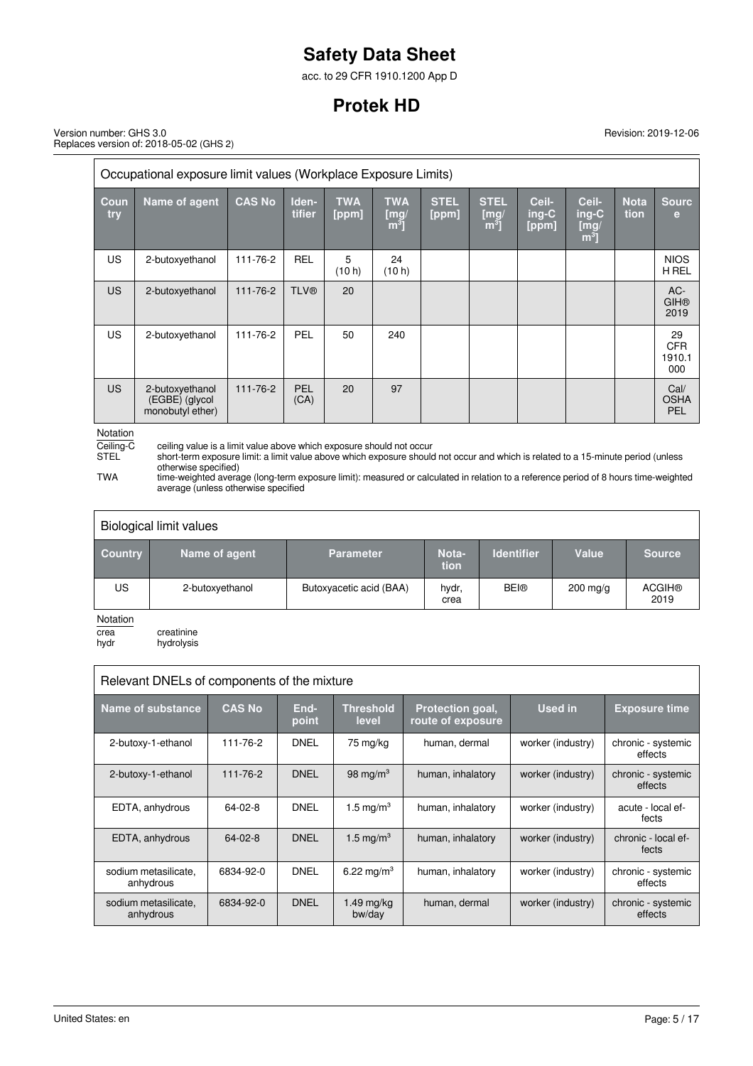### Occupational exposure limit values (Workplace Exposure Limits)

| Country | Name of agent | CAS No | Identifier | TWA [ppm] | TWA [mg/m³] | STEL [ppm] | STEL [mg/m³] | Ceiling-C [ppm] | Ceiling-C [mg/m³] | Notation | Source |
|---|---|---|---|---|---|---|---|---|---|---|---|
| US | 2-butoxyethanol | 111-76-2 | REL | 5 (10 h) | 24 (10 h) | | | | | | NIOSH REL |
| US | 2-butoxyethanol | 111-76-2 | TLV® | 20 | | | | | | | ACGIH® 2019 |
| US | 2-butoxyethanol | 111-76-2 | PEL | 50 | 240 | | | | | | 29 CFR 1910.1000 |
| US | 2-butoxyethanol (EGBE) (glycol monobutyl ether) | 111-76-2 | PEL (CA) | 20 | 97 | | | | | | Cal/OSHA PEL |

Notation

- Ceiling-C: ceiling value is a limit value above which exposure should not occur
- STEL: short-term exposure limit: a limit value above which exposure should not occur and which is related to a 15-minute period (unless otherwise specified)
- TWA: time-weighted average (long-term exposure limit): measured or calculated in relation to a reference period of 8 hours time-weighted average (unless otherwise specified

### Biological limit values

| Country | Name of agent | Parameter | Notation | Identifier | Value | Source |
|---|---|---|---|---|---|---|
| US | 2-butoxyethanol | Butoxyacetic acid (BAA) | hydr, crea | BEI® | 200 mg/g | ACGIH® 2019 |

Notation

- crea: creatinine
- hydr: hydrolysis

### Relevant DNELs of components of the mixture

| Name of substance | CAS No | Endpoint | Threshold level | Protection goal, route of exposure | Used in | Exposure time |
|---|---|---|---|---|---|---|
| 2-butoxy-1-ethanol | 111-76-2 | DNEL | 75 mg/kg | human, dermal | worker (industry) | chronic - systemic effects |
| 2-butoxy-1-ethanol | 111-76-2 | DNEL | 98 mg/m³ | human, inhalatory | worker (industry) | chronic - systemic effects |
| EDTA, anhydrous | 64-02-8 | DNEL | 1.5 mg/m³ | human, inhalatory | worker (industry) | acute - local effects |
| EDTA, anhydrous | 64-02-8 | DNEL | 1.5 mg/m³ | human, inhalatory | worker (industry) | chronic - local effects |
| sodium metasilicate, anhydrous | 6834-92-0 | DNEL | 6.22 mg/m³ | human, inhalatory | worker (industry) | chronic - systemic effects |
| sodium metasilicate, anhydrous | 6834-92-0 | DNEL | 1.49 mg/kg bw/day | human, dermal | worker (industry) | chronic - systemic effects |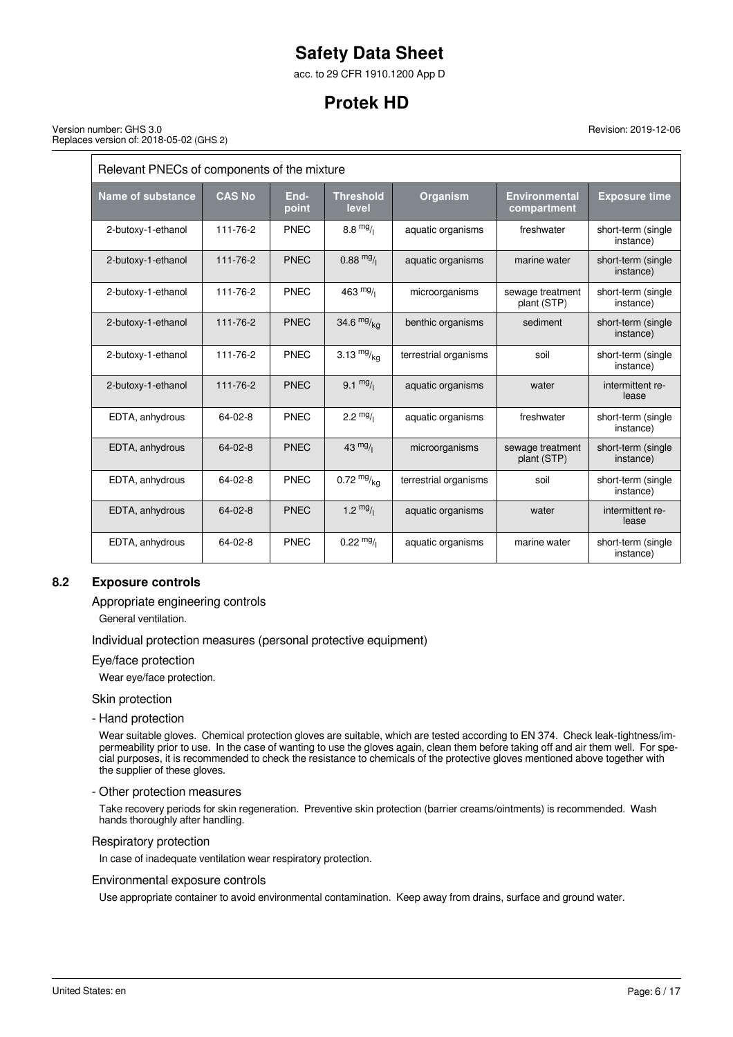| Relevant PNECs of components of the mixture | | | | | | |
|---|---|---|---|---|---|---|
| **Name of substance** | **CAS No** | **End-point** | **Threshold level** | **Organism** | **Environmental compartment** | **Exposure time** |
| 2-butoxy-1-ethanol | 111-76-2 | PNEC | 8.8 $^{mg}/_{l}$ | aquatic organisms | freshwater | short-term (single instance) |
| 2-butoxy-1-ethanol | 111-76-2 | PNEC | 0.88 $^{mg}/_{l}$ | aquatic organisms | marine water | short-term (single instance) |
| 2-butoxy-1-ethanol | 111-76-2 | PNEC | 463 $^{mg}/_{l}$ | microorganisms | sewage treatment plant (STP) | short-term (single instance) |
| 2-butoxy-1-ethanol | 111-76-2 | PNEC | 34.6 $^{mg}/_{kg}$ | benthic organisms | sediment | short-term (single instance) |
| 2-butoxy-1-ethanol | 111-76-2 | PNEC | 3.13 $^{mg}/_{kg}$ | terrestrial organisms | soil | short-term (single instance) |
| 2-butoxy-1-ethanol | 111-76-2 | PNEC | 9.1 $^{mg}/_{l}$ | aquatic organisms | water | intermittent release |
| EDTA, anhydrous | 64-02-8 | PNEC | 2.2 $^{mg}/_{l}$ | aquatic organisms | freshwater | short-term (single instance) |
| EDTA, anhydrous | 64-02-8 | PNEC | 43 $^{mg}/_{l}$ | microorganisms | sewage treatment plant (STP) | short-term (single instance) |
| EDTA, anhydrous | 64-02-8 | PNEC | 0.72 $^{mg}/_{kg}$ | terrestrial organisms | soil | short-term (single instance) |
| EDTA, anhydrous | 64-02-8 | PNEC | 1.2 $^{mg}/_{l}$ | aquatic organisms | water | intermittent release |
| EDTA, anhydrous | 64-02-8 | PNEC | 0.22 $^{mg}/_{l}$ | aquatic organisms | marine water | short-term (single instance) |

## 8.2 Exposure controls

### Appropriate engineering controls

General ventilation.

### Individual protection measures (personal protective equipment)

### Eye/face protection

Wear eye/face protection.

### Skin protection

#### - Hand protection

Wear suitable gloves. Chemical protection gloves are suitable, which are tested according to EN 374. Check leak-tightness/impermeability prior to use. In the case of wanting to use the gloves again, clean them before taking off and air them well. For special purposes, it is recommended to check the resistance to chemicals of the protective gloves mentioned above together with the supplier of these gloves.

#### - Other protection measures

Take recovery periods for skin regeneration. Preventive skin protection (barrier creams/ointments) is recommended. Wash hands thoroughly after handling.

### Respiratory protection

In case of inadequate ventilation wear respiratory protection.

### Environmental exposure controls

Use appropriate container to avoid environmental contamination. Keep away from drains, surface and ground water.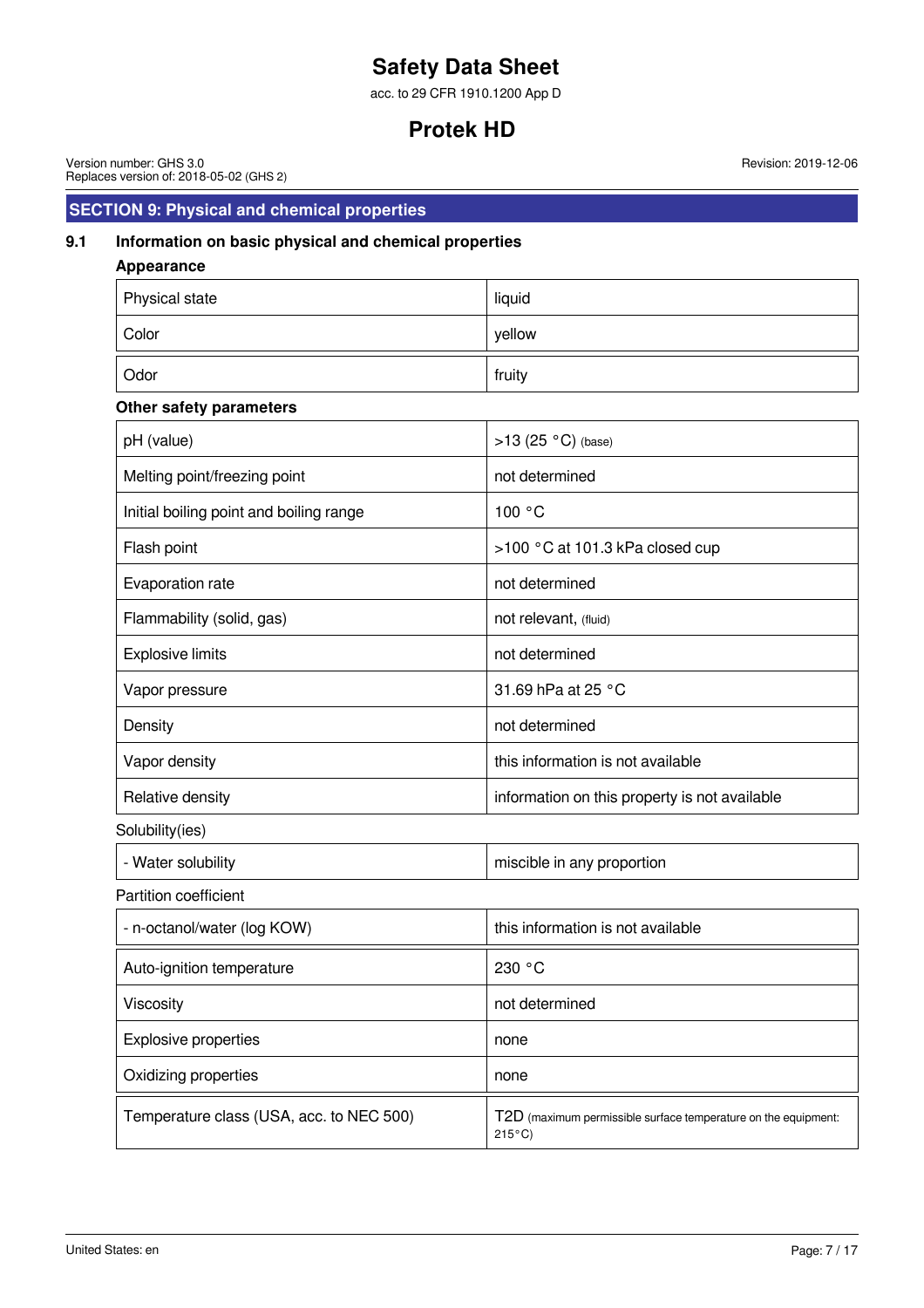## SECTION 9: Physical and chemical properties

### 9.1 Information on basic physical and chemical properties

**Appearance**

| | |
|---|---|
| Physical state | liquid |
| Color | yellow |
| Odor | fruity |

**Other safety parameters**

| | |
|---|---|
| pH (value) | >13 (25 °C) (base) |
| Melting point/freezing point | not determined |
| Initial boiling point and boiling range | 100 °C |
| Flash point | >100 °C at 101.3 kPa closed cup |
| Evaporation rate | not determined |
| Flammability (solid, gas) | not relevant, (fluid) |
| Explosive limits | not determined |
| Vapor pressure | 31.69 hPa at 25 °C |
| Density | not determined |
| Vapor density | this information is not available |
| Relative density | information on this property is not available |

Solubility(ies)

| | |
|---|---|
| - Water solubility | miscible in any proportion |

Partition coefficient

| | |
|---|---|
| - n-octanol/water (log KOW) | this information is not available |
| Auto-ignition temperature | 230 °C |
| Viscosity | not determined |
| Explosive properties | none |
| Oxidizing properties | none |
| Temperature class (USA, acc. to NEC 500) | T2D (maximum permissible surface temperature on the equipment: 215°C) |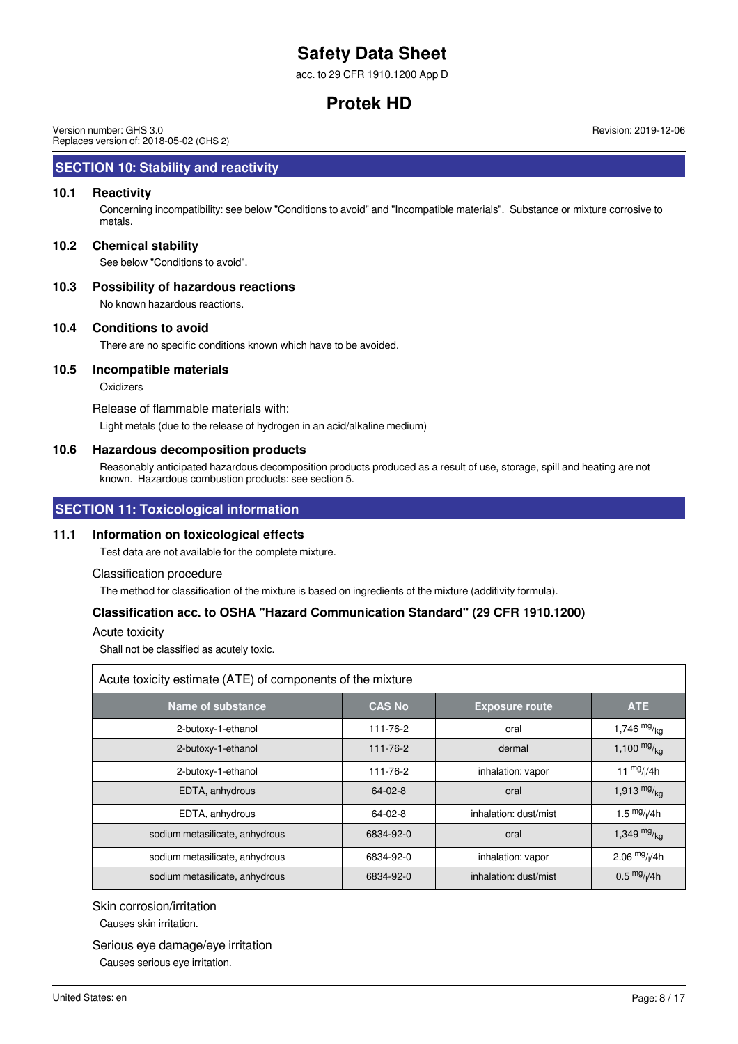## SECTION 10: Stability and reactivity

### 10.1 Reactivity

Concerning incompatibility: see below "Conditions to avoid" and "Incompatible materials". Substance or mixture corrosive to metals.

### 10.2 Chemical stability

See below "Conditions to avoid".

### 10.3 Possibility of hazardous reactions

No known hazardous reactions.

### 10.4 Conditions to avoid

There are no specific conditions known which have to be avoided.

### 10.5 Incompatible materials

Oxidizers

Release of flammable materials with:

Light metals (due to the release of hydrogen in an acid/alkaline medium)

### 10.6 Hazardous decomposition products

Reasonably anticipated hazardous decomposition products produced as a result of use, storage, spill and heating are not known. Hazardous combustion products: see section 5.

## SECTION 11: Toxicological information

### 11.1 Information on toxicological effects

Test data are not available for the complete mixture.

Classification procedure

The method for classification of the mixture is based on ingredients of the mixture (additivity formula).

#### Classification acc. to OSHA "Hazard Communication Standard" (29 CFR 1910.1200)

Acute toxicity

Shall not be classified as acutely toxic.

Acute toxicity estimate (ATE) of components of the mixture

| Name of substance | CAS No | Exposure route | ATE |
|---|---|---|---|
| 2-butoxy-1-ethanol | 111-76-2 | oral | 1,746 mg/kg |
| 2-butoxy-1-ethanol | 111-76-2 | dermal | 1,100 mg/kg |
| 2-butoxy-1-ethanol | 111-76-2 | inhalation: vapor | 11 mg/l/4h |
| EDTA, anhydrous | 64-02-8 | oral | 1,913 mg/kg |
| EDTA, anhydrous | 64-02-8 | inhalation: dust/mist | 1.5 mg/l/4h |
| sodium metasilicate, anhydrous | 6834-92-0 | oral | 1,349 mg/kg |
| sodium metasilicate, anhydrous | 6834-92-0 | inhalation: vapor | 2.06 mg/l/4h |
| sodium metasilicate, anhydrous | 6834-92-0 | inhalation: dust/mist | 0.5 mg/l/4h |

Skin corrosion/irritation

Causes skin irritation.

Serious eye damage/eye irritation

Causes serious eye irritation.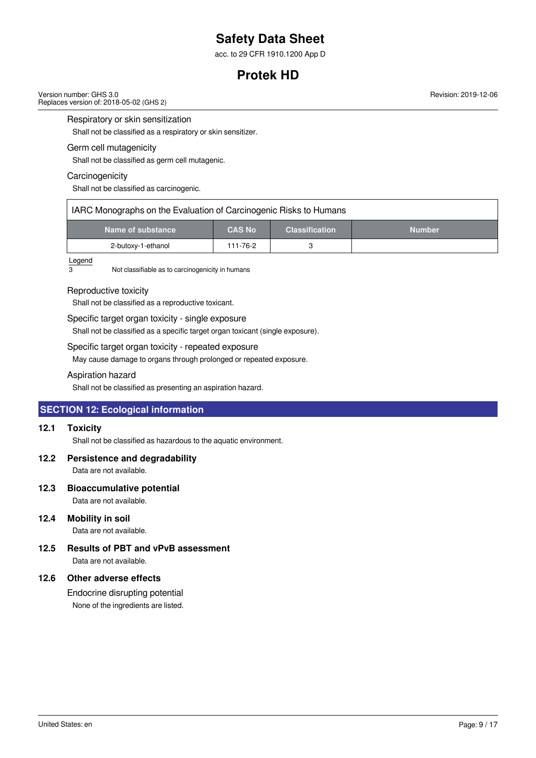Respiratory or skin sensitization

Shall not be classified as a respiratory or skin sensitizer.

Germ cell mutagenicity

Shall not be classified as germ cell mutagenic.

Carcinogenicity

Shall not be classified as carcinogenic.

| IARC Monographs on the Evaluation of Carcinogenic Risks to Humans | | | |
|---|---|---|---|
| **Name of substance** | **CAS No** | **Classification** | **Number** |
| 2-butoxy-1-ethanol | 111-76-2 | 3 | |

Legend

3 Not classifiable as to carcinogenicity in humans

Reproductive toxicity

Shall not be classified as a reproductive toxicant.

Specific target organ toxicity - single exposure

Shall not be classified as a specific target organ toxicant (single exposure).

Specific target organ toxicity - repeated exposure

May cause damage to organs through prolonged or repeated exposure.

Aspiration hazard

Shall not be classified as presenting an aspiration hazard.

## SECTION 12: Ecological information

### 12.1 Toxicity

Shall not be classified as hazardous to the aquatic environment.

### 12.2 Persistence and degradability

Data are not available.

### 12.3 Bioaccumulative potential

Data are not available.

### 12.4 Mobility in soil

Data are not available.

### 12.5 Results of PBT and vPvB assessment

Data are not available.

### 12.6 Other adverse effects

Endocrine disrupting potential

None of the ingredients are listed.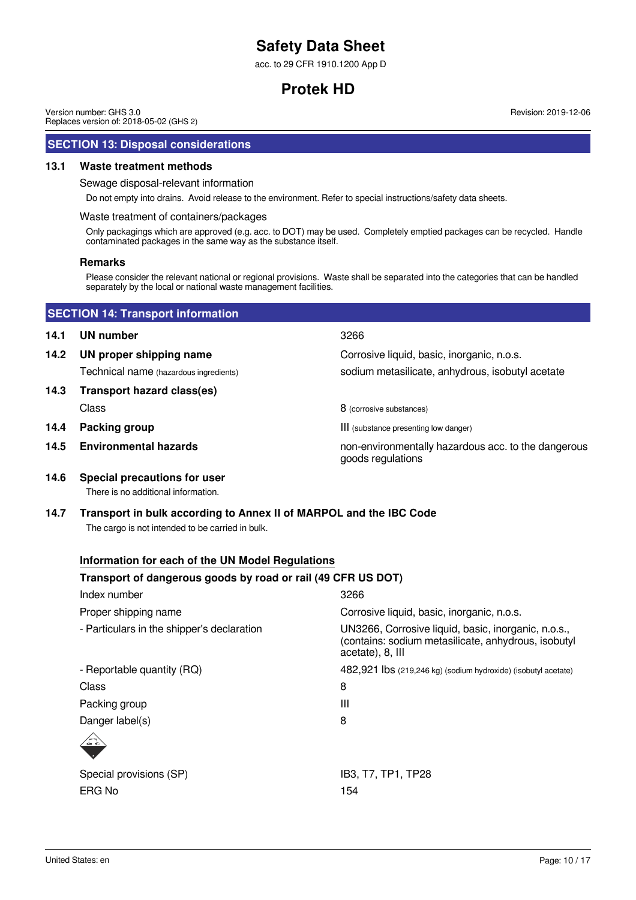## SECTION 13: Disposal considerations

### 13.1 Waste treatment methods

Sewage disposal-relevant information

Do not empty into drains. Avoid release to the environment. Refer to special instructions/safety data sheets.

Waste treatment of containers/packages

Only packagings which are approved (e.g. acc. to DOT) may be used. Completely emptied packages can be recycled. Handle contaminated packages in the same way as the substance itself.

**Remarks**

Please consider the relevant national or regional provisions. Waste shall be separated into the categories that can be handled separately by the local or national waste management facilities.

## SECTION 14: Transport information

| | | |
|---|---|---|
| **14.1** | **UN number** | 3266 |
| **14.2** | **UN proper shipping name** | Corrosive liquid, basic, inorganic, n.o.s. |
| | Technical name (hazardous ingredients) | sodium metasilicate, anhydrous, isobutyl acetate |
| **14.3** | **Transport hazard class(es)** | |
| | Class | 8 (corrosive substances) |
| **14.4** | **Packing group** | III (substance presenting low danger) |
| **14.5** | **Environmental hazards** | non-environmentally hazardous acc. to the dangerous goods regulations |

**14.6 Special precautions for user**

There is no additional information.

**14.7 Transport in bulk according to Annex II of MARPOL and the IBC Code**

The cargo is not intended to be carried in bulk.

**Information for each of the UN Model Regulations**

**Transport of dangerous goods by road or rail (49 CFR US DOT)**

| | |
|---|---|
| Index number | 3266 |
| Proper shipping name | Corrosive liquid, basic, inorganic, n.o.s. |
| - Particulars in the shipper's declaration | UN3266, Corrosive liquid, basic, inorganic, n.o.s., (contains: sodium metasilicate, anhydrous, isobutyl acetate), 8, III |
| - Reportable quantity (RQ) | 482,921 lbs (219,246 kg) (sodium hydroxide) (isobutyl acetate) |
| Class | 8 |
| Packing group | III |
| Danger label(s) | 8 |
| Special provisions (SP) | IB3, T7, TP1, TP28 |
| ERG No | 154 |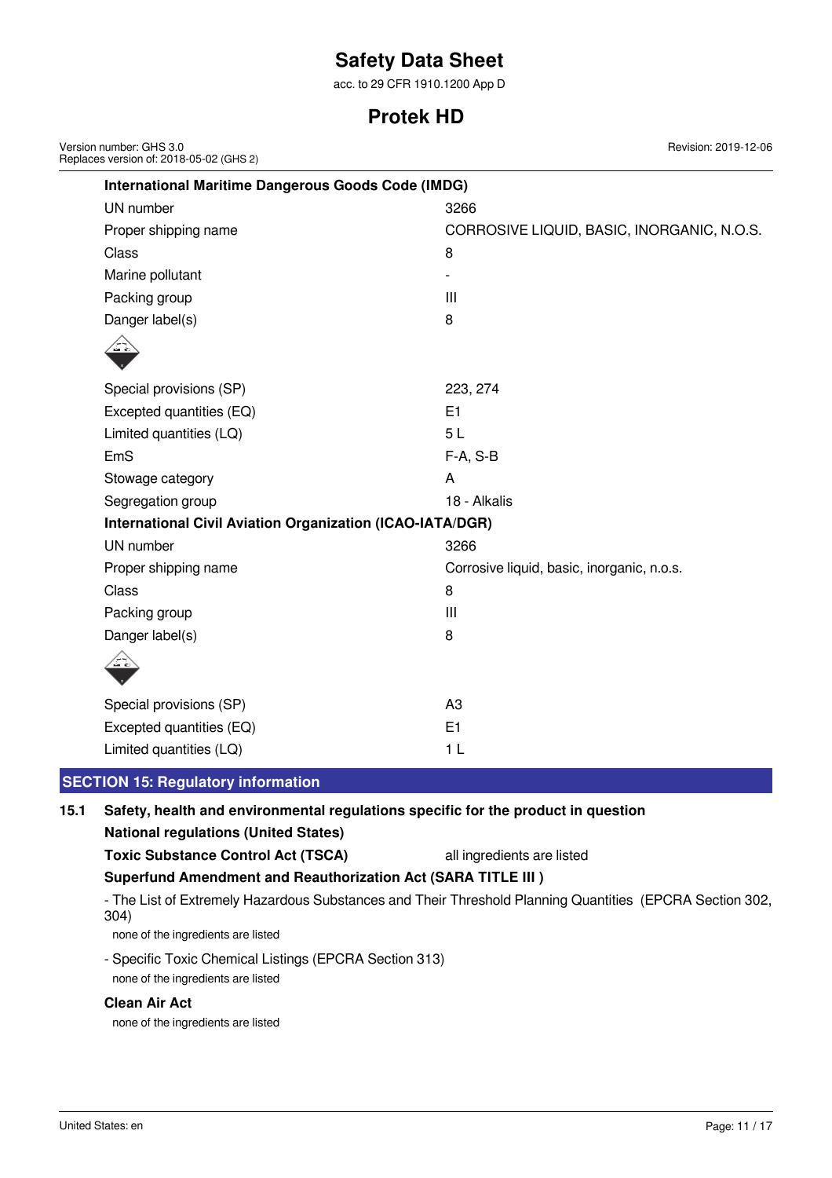**International Maritime Dangerous Goods Code (IMDG)**

| | |
|---|---|
| UN number | 3266 |
| Proper shipping name | CORROSIVE LIQUID, BASIC, INORGANIC, N.O.S. |
| Class | 8 |
| Marine pollutant | - |
| Packing group | III |
| Danger label(s) | 8 |
| Special provisions (SP) | 223, 274 |
| Excepted quantities (EQ) | E1 |
| Limited quantities (LQ) | 5 L |
| EmS | F-A, S-B |
| Stowage category | A |
| Segregation group | 18 - Alkalis |

**International Civil Aviation Organization (ICAO-IATA/DGR)**

| | |
|---|---|
| UN number | 3266 |
| Proper shipping name | Corrosive liquid, basic, inorganic, n.o.s. |
| Class | 8 |
| Packing group | III |
| Danger label(s) | 8 |
| Special provisions (SP) | A3 |
| Excepted quantities (EQ) | E1 |
| Limited quantities (LQ) | 1 L |

## SECTION 15: Regulatory information

### 15.1 Safety, health and environmental regulations specific for the product in question

**National regulations (United States)**

**Toxic Substance Control Act (TSCA)** all ingredients are listed

**Superfund Amendment and Reauthorization Act (SARA TITLE III )**

- The List of Extremely Hazardous Substances and Their Threshold Planning Quantities (EPCRA Section 302, 304)

  none of the ingredients are listed

- Specific Toxic Chemical Listings (EPCRA Section 313)

  none of the ingredients are listed

**Clean Air Act**

none of the ingredients are listed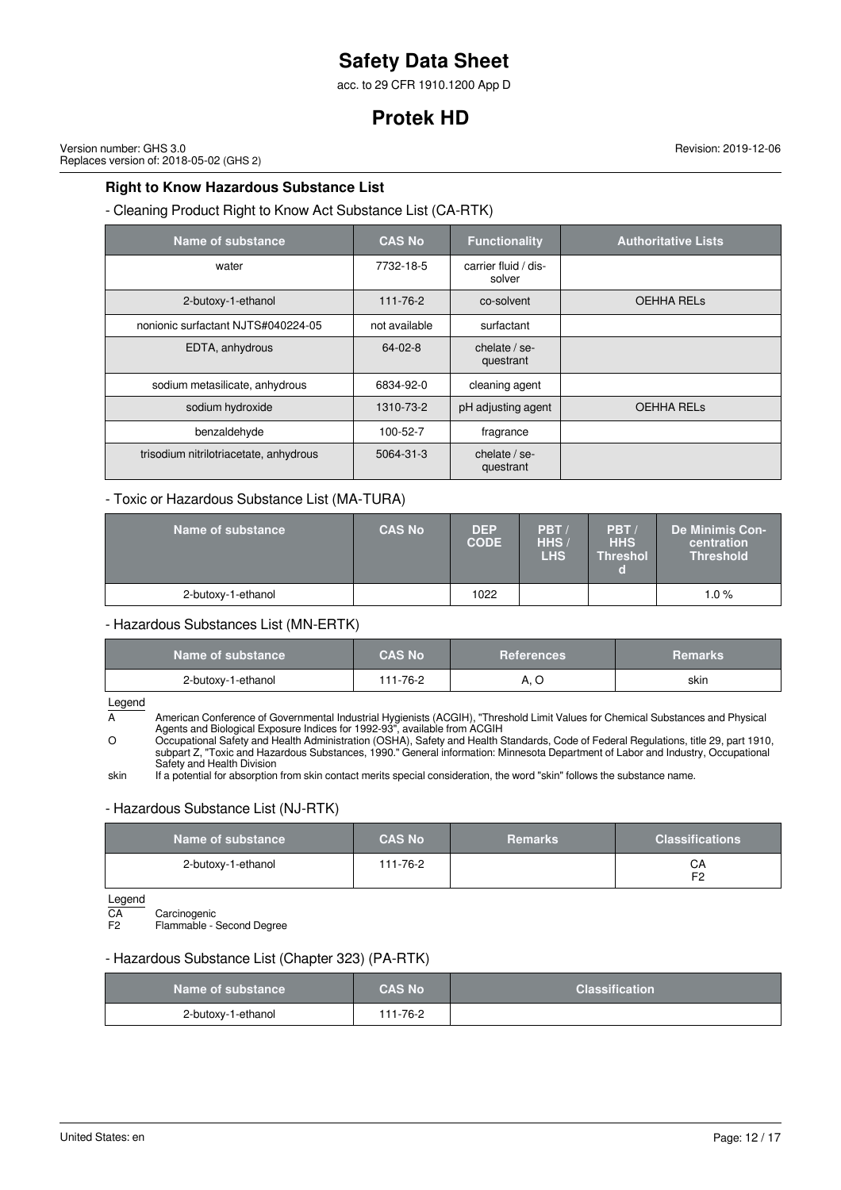## Right to Know Hazardous Substance List

- Cleaning Product Right to Know Act Substance List (CA-RTK)

| Name of substance | CAS No | Functionality | Authoritative Lists |
|---|---|---|---|
| water | 7732-18-5 | carrier fluid / dissolver | |
| 2-butoxy-1-ethanol | 111-76-2 | co-solvent | OEHHA RELs |
| nonionic surfactant NJTS#040224-05 | not available | surfactant | |
| EDTA, anhydrous | 64-02-8 | chelate / sequestrant | |
| sodium metasilicate, anhydrous | 6834-92-0 | cleaning agent | |
| sodium hydroxide | 1310-73-2 | pH adjusting agent | OEHHA RELs |
| benzaldehyde | 100-52-7 | fragrance | |
| trisodium nitrilotriacetate, anhydrous | 5064-31-3 | chelate / sequestrant | |

- Toxic or Hazardous Substance List (MA-TURA)

| Name of substance | CAS No | DEP CODE | PBT / HHS / LHS | PBT / HHS Threshold | De Minimis Concentration Threshold |
|---|---|---|---|---|---|
| 2-butoxy-1-ethanol | | 1022 | | | 1.0 % |

- Hazardous Substances List (MN-ERTK)

| Name of substance | CAS No | References | Remarks |
|---|---|---|---|
| 2-butoxy-1-ethanol | 111-76-2 | A, O | skin |

Legend

A — American Conference of Governmental Industrial Hygienists (ACGIH), "Threshold Limit Values for Chemical Substances and Physical Agents and Biological Exposure Indices for 1992-93", available from ACGIH

O — Occupational Safety and Health Administration (OSHA), Safety and Health Standards, Code of Federal Regulations, title 29, part 1910, subpart Z, "Toxic and Hazardous Substances, 1990." General information: Minnesota Department of Labor and Industry, Occupational Safety and Health Division

skin — If a potential for absorption from skin contact merits special consideration, the word "skin" follows the substance name.

- Hazardous Substance List (NJ-RTK)

| Name of substance | CAS No | Remarks | Classifications |
|---|---|---|---|
| 2-butoxy-1-ethanol | 111-76-2 | | CA F2 |

Legend

CA — Carcinogenic

F2 — Flammable - Second Degree

- Hazardous Substance List (Chapter 323) (PA-RTK)

| Name of substance | CAS No | Classification |
|---|---|---|
| 2-butoxy-1-ethanol | 111-76-2 | |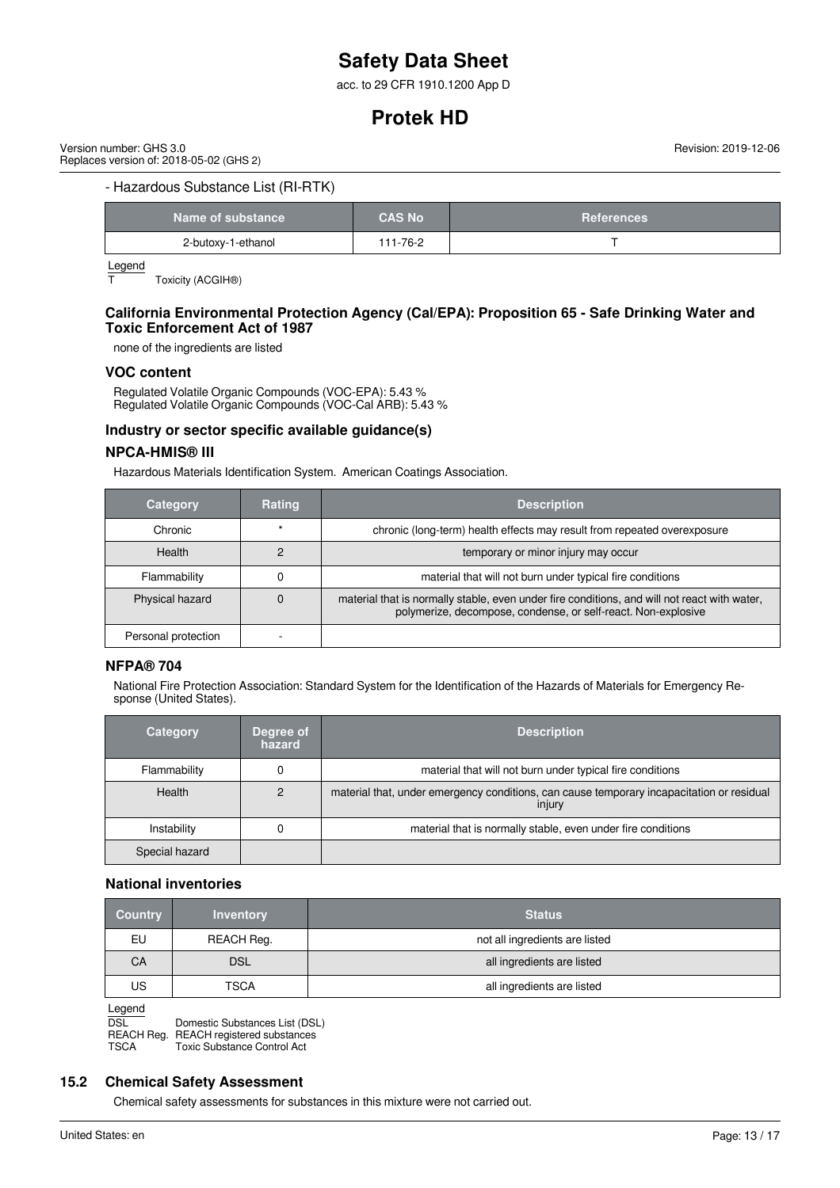- Hazardous Substance List (RI-RTK)

| Name of substance | CAS No | References |
|---|---|---|
| 2-butoxy-1-ethanol | 111-76-2 | T |

Legend
T Toxicity (ACGIH®)

### California Environmental Protection Agency (Cal/EPA): Proposition 65 - Safe Drinking Water and Toxic Enforcement Act of 1987

none of the ingredients are listed

### VOC content

Regulated Volatile Organic Compounds (VOC-EPA): 5.43 %
Regulated Volatile Organic Compounds (VOC-Cal ARB): 5.43 %

### Industry or sector specific available guidance(s)

### NPCA-HMIS® III

Hazardous Materials Identification System. American Coatings Association.

| Category | Rating | Description |
|---|---|---|
| Chronic | * | chronic (long-term) health effects may result from repeated overexposure |
| Health | 2 | temporary or minor injury may occur |
| Flammability | 0 | material that will not burn under typical fire conditions |
| Physical hazard | 0 | material that is normally stable, even under fire conditions, and will not react with water, polymerize, decompose, condense, or self-react. Non-explosive |
| Personal protection | - | |

### NFPA® 704

National Fire Protection Association: Standard System for the Identification of the Hazards of Materials for Emergency Response (United States).

| Category | Degree of hazard | Description |
|---|---|---|
| Flammability | 0 | material that will not burn under typical fire conditions |
| Health | 2 | material that, under emergency conditions, can cause temporary incapacitation or residual injury |
| Instability | 0 | material that is normally stable, even under fire conditions |
| Special hazard | | |

### National inventories

| Country | Inventory | Status |
|---|---|---|
| EU | REACH Reg. | not all ingredients are listed |
| CA | DSL | all ingredients are listed |
| US | TSCA | all ingredients are listed |

Legend
DSL Domestic Substances List (DSL)
REACH Reg. REACH registered substances
TSCA Toxic Substance Control Act

## 15.2 Chemical Safety Assessment

Chemical safety assessments for substances in this mixture were not carried out.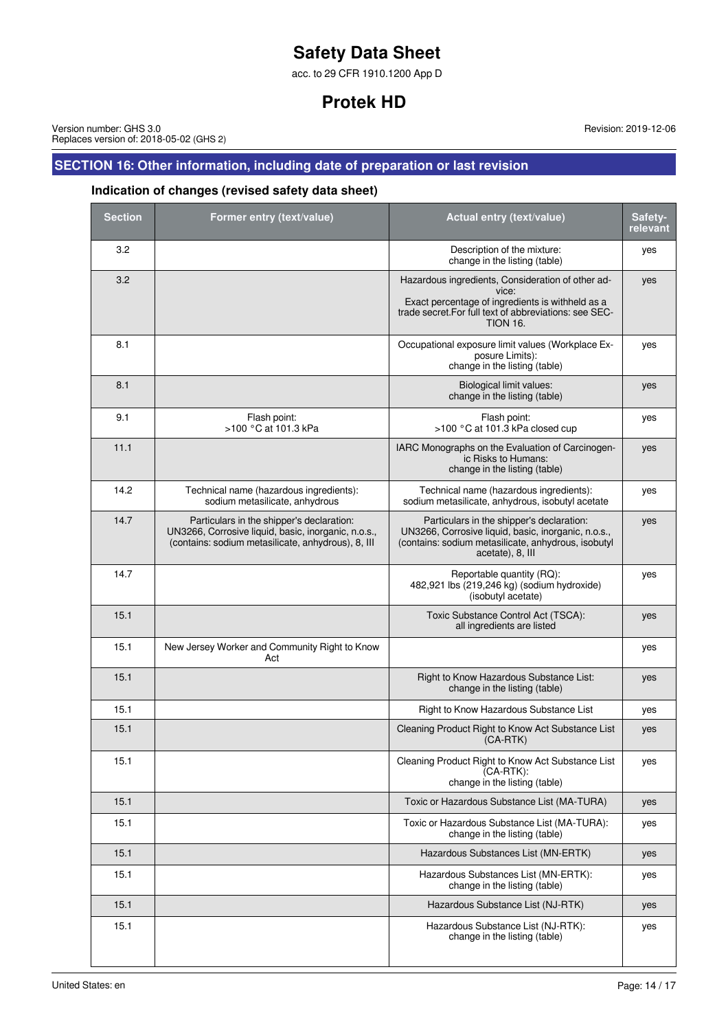# Safety Data Sheet

acc. to 29 CFR 1910.1200 App D

# Protek HD

Version number: GHS 3.0
Replaces version of: 2018-05-02 (GHS 2)

Revision: 2019-12-06

## SECTION 16: Other information, including date of preparation or last revision

### Indication of changes (revised safety data sheet)

| Section | Former entry (text/value) | Actual entry (text/value) | Safety-relevant |
|---|---|---|---|
| 3.2 | | Description of the mixture: change in the listing (table) | yes |
| 3.2 | | Hazardous ingredients, Consideration of other advice: Exact percentage of ingredients is withheld as a trade secret.For full text of abbreviations: see SECTION 16. | yes |
| 8.1 | | Occupational exposure limit values (Workplace Exposure Limits): change in the listing (table) | yes |
| 8.1 | | Biological limit values: change in the listing (table) | yes |
| 9.1 | Flash point: >100 °C at 101.3 kPa | Flash point: >100 °C at 101.3 kPa closed cup | yes |
| 11.1 | | IARC Monographs on the Evaluation of Carcinogenic Risks to Humans: change in the listing (table) | yes |
| 14.2 | Technical name (hazardous ingredients): sodium metasilicate, anhydrous | Technical name (hazardous ingredients): sodium metasilicate, anhydrous, isobutyl acetate | yes |
| 14.7 | Particulars in the shipper's declaration: UN3266, Corrosive liquid, basic, inorganic, n.o.s., (contains: sodium metasilicate, anhydrous), 8, III | Particulars in the shipper's declaration: UN3266, Corrosive liquid, basic, inorganic, n.o.s., (contains: sodium metasilicate, anhydrous, isobutyl acetate), 8, III | yes |
| 14.7 | | Reportable quantity (RQ): 482,921 lbs (219,246 kg) (sodium hydroxide) (isobutyl acetate) | yes |
| 15.1 | | Toxic Substance Control Act (TSCA): all ingredients are listed | yes |
| 15.1 | New Jersey Worker and Community Right to Know Act | | yes |
| 15.1 | | Right to Know Hazardous Substance List: change in the listing (table) | yes |
| 15.1 | | Right to Know Hazardous Substance List | yes |
| 15.1 | | Cleaning Product Right to Know Act Substance List (CA-RTK) | yes |
| 15.1 | | Cleaning Product Right to Know Act Substance List (CA-RTK): change in the listing (table) | yes |
| 15.1 | | Toxic or Hazardous Substance List (MA-TURA) | yes |
| 15.1 | | Toxic or Hazardous Substance List (MA-TURA): change in the listing (table) | yes |
| 15.1 | | Hazardous Substances List (MN-ERTK) | yes |
| 15.1 | | Hazardous Substances List (MN-ERTK): change in the listing (table) | yes |
| 15.1 | | Hazardous Substance List (NJ-RTK) | yes |
| 15.1 | | Hazardous Substance List (NJ-RTK): change in the listing (table) | yes |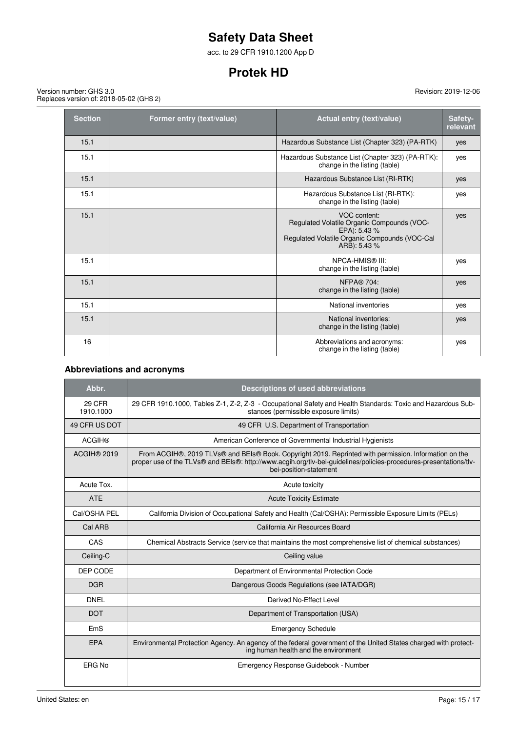| Section | Former entry (text/value) | Actual entry (text/value) | Safety-relevant |
|---|---|---|---|
| 15.1 | | Hazardous Substance List (Chapter 323) (PA-RTK) | yes |
| 15.1 | | Hazardous Substance List (Chapter 323) (PA-RTK): change in the listing (table) | yes |
| 15.1 | | Hazardous Substance List (RI-RTK) | yes |
| 15.1 | | Hazardous Substance List (RI-RTK): change in the listing (table) | yes |
| 15.1 | | VOC content: Regulated Volatile Organic Compounds (VOC-EPA): 5.43 % Regulated Volatile Organic Compounds (VOC-Cal ARB): 5.43 % | yes |
| 15.1 | | NPCA-HMIS® III: change in the listing (table) | yes |
| 15.1 | | NFPA® 704: change in the listing (table) | yes |
| 15.1 | | National inventories | yes |
| 15.1 | | National inventories: change in the listing (table) | yes |
| 16 | | Abbreviations and acronyms: change in the listing (table) | yes |

### Abbreviations and acronyms

| Abbr. | Descriptions of used abbreviations |
|---|---|
| 29 CFR 1910.1000 | 29 CFR 1910.1000, Tables Z-1, Z-2, Z-3 - Occupational Safety and Health Standards: Toxic and Hazardous Substances (permissible exposure limits) |
| 49 CFR US DOT | 49 CFR U.S. Department of Transportation |
| ACGIH® | American Conference of Governmental Industrial Hygienists |
| ACGIH® 2019 | From ACGIH®, 2019 TLVs® and BEIs® Book. Copyright 2019. Reprinted with permission. Information on the proper use of the TLVs® and BEIs®: http://www.acgih.org/tlv-bei-guidelines/policies-procedures-presentations/tlv-bei-position-statement |
| Acute Tox. | Acute toxicity |
| ATE | Acute Toxicity Estimate |
| Cal/OSHA PEL | California Division of Occupational Safety and Health (Cal/OSHA): Permissible Exposure Limits (PELs) |
| Cal ARB | California Air Resources Board |
| CAS | Chemical Abstracts Service (service that maintains the most comprehensive list of chemical substances) |
| Ceiling-C | Ceiling value |
| DEP CODE | Department of Environmental Protection Code |
| DGR | Dangerous Goods Regulations (see IATA/DGR) |
| DNEL | Derived No-Effect Level |
| DOT | Department of Transportation (USA) |
| EmS | Emergency Schedule |
| EPA | Environmental Protection Agency. An agency of the federal government of the United States charged with protecting human health and the environment |
| ERG No | Emergency Response Guidebook - Number |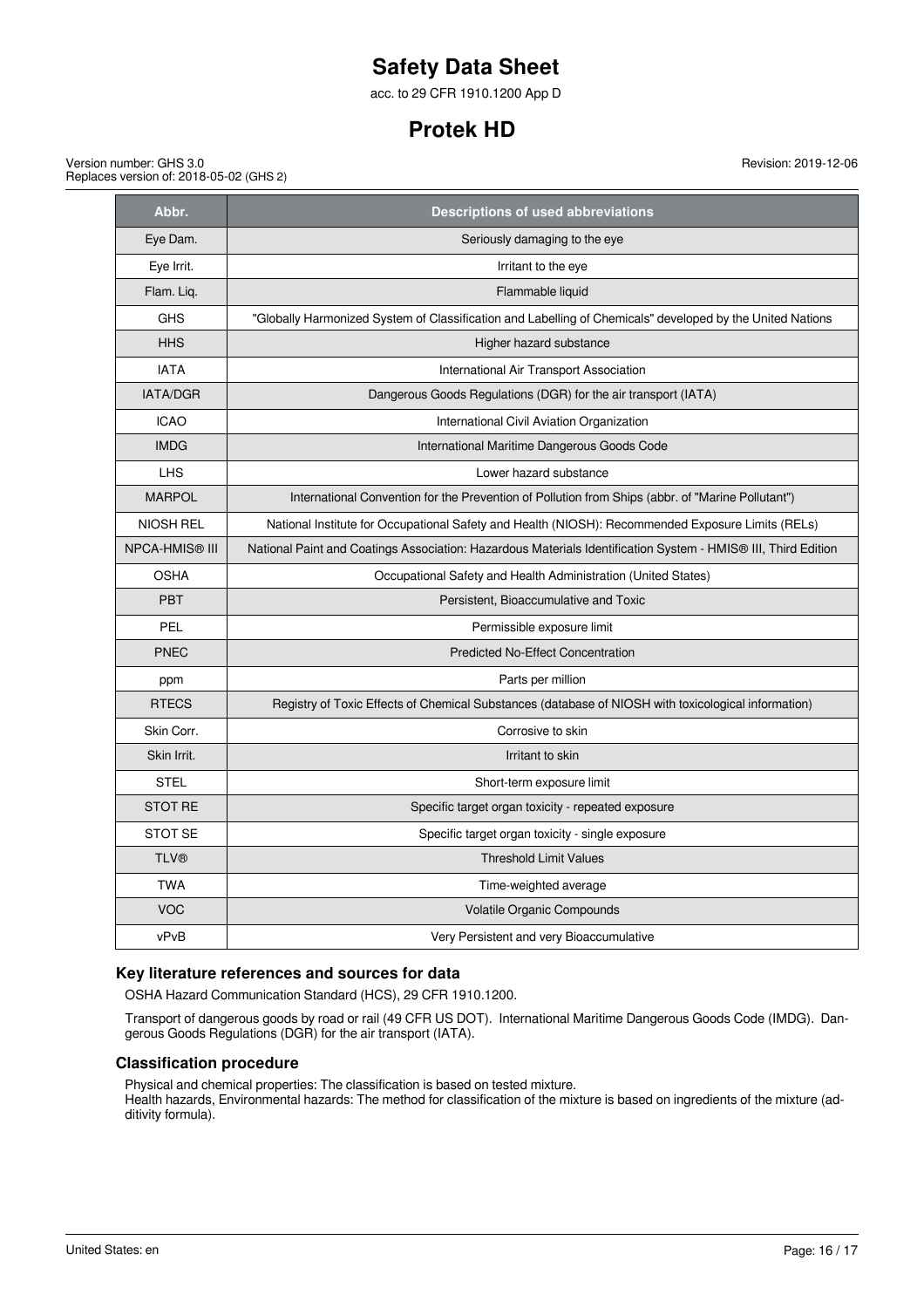| Abbr. | Descriptions of used abbreviations |
|---|---|
| Eye Dam. | Seriously damaging to the eye |
| Eye Irrit. | Irritant to the eye |
| Flam. Liq. | Flammable liquid |
| GHS | "Globally Harmonized System of Classification and Labelling of Chemicals" developed by the United Nations |
| HHS | Higher hazard substance |
| IATA | International Air Transport Association |
| IATA/DGR | Dangerous Goods Regulations (DGR) for the air transport (IATA) |
| ICAO | International Civil Aviation Organization |
| IMDG | International Maritime Dangerous Goods Code |
| LHS | Lower hazard substance |
| MARPOL | International Convention for the Prevention of Pollution from Ships (abbr. of "Marine Pollutant") |
| NIOSH REL | National Institute for Occupational Safety and Health (NIOSH): Recommended Exposure Limits (RELs) |
| NPCA-HMIS® III | National Paint and Coatings Association: Hazardous Materials Identification System - HMIS® III, Third Edition |
| OSHA | Occupational Safety and Health Administration (United States) |
| PBT | Persistent, Bioaccumulative and Toxic |
| PEL | Permissible exposure limit |
| PNEC | Predicted No-Effect Concentration |
| ppm | Parts per million |
| RTECS | Registry of Toxic Effects of Chemical Substances (database of NIOSH with toxicological information) |
| Skin Corr. | Corrosive to skin |
| Skin Irrit. | Irritant to skin |
| STEL | Short-term exposure limit |
| STOT RE | Specific target organ toxicity - repeated exposure |
| STOT SE | Specific target organ toxicity - single exposure |
| TLV® | Threshold Limit Values |
| TWA | Time-weighted average |
| VOC | Volatile Organic Compounds |
| vPvB | Very Persistent and very Bioaccumulative |

### Key literature references and sources for data

OSHA Hazard Communication Standard (HCS), 29 CFR 1910.1200.

Transport of dangerous goods by road or rail (49 CFR US DOT). International Maritime Dangerous Goods Code (IMDG). Dangerous Goods Regulations (DGR) for the air transport (IATA).

### Classification procedure

Physical and chemical properties: The classification is based on tested mixture.
Health hazards, Environmental hazards: The method for classification of the mixture is based on ingredients of the mixture (additivity formula).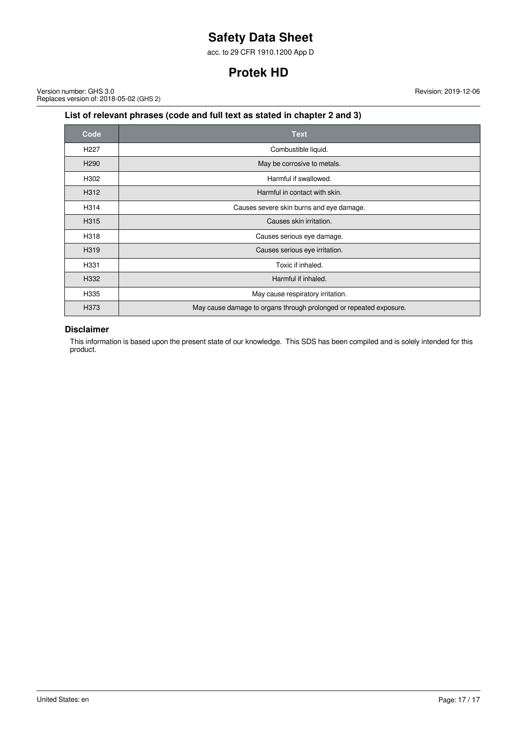### List of relevant phrases (code and full text as stated in chapter 2 and 3)

| Code | Text |
|---|---|
| H227 | Combustible liquid. |
| H290 | May be corrosive to metals. |
| H302 | Harmful if swallowed. |
| H312 | Harmful in contact with skin. |
| H314 | Causes severe skin burns and eye damage. |
| H315 | Causes skin irritation. |
| H318 | Causes serious eye damage. |
| H319 | Causes serious eye irritation. |
| H331 | Toxic if inhaled. |
| H332 | Harmful if inhaled. |
| H335 | May cause respiratory irritation. |
| H373 | May cause damage to organs through prolonged or repeated exposure. |

### Disclaimer

This information is based upon the present state of our knowledge. This SDS has been compiled and is solely intended for this product.